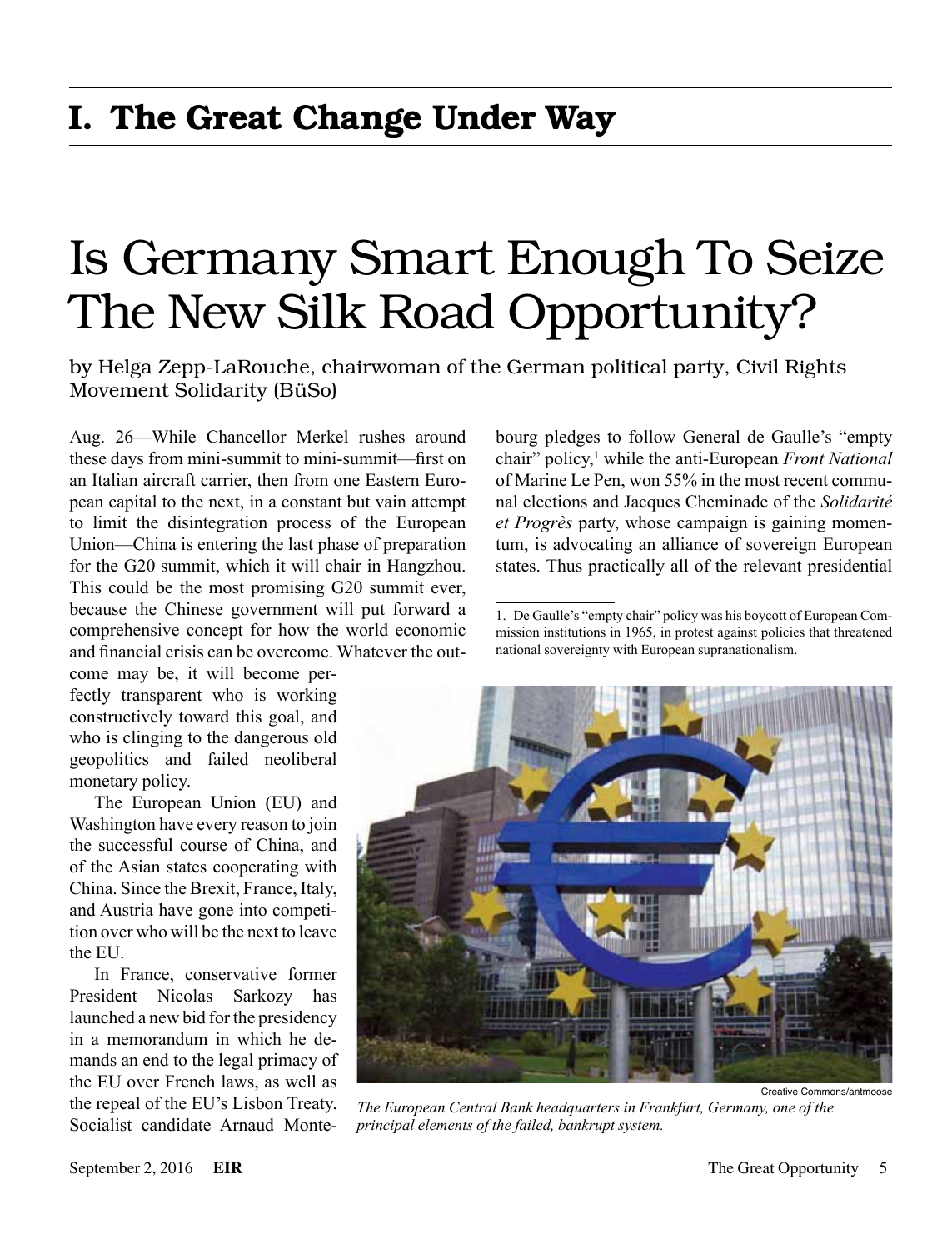# I. The Great Change Under Way

# Is Germany Smart Enough To Seize The New Silk Road Opportunity?

by Helga Zepp-LaRouche, chairwoman of the German political party, Civil Rights Movement Solidarity (BüSo)

Aug. 26—While Chancellor Merkel rushes around these days from mini-summit to mini-summit—first on an Italian aircraft carrier, then from one Eastern European capital to the next, in a constant but vain attempt to limit the disintegration process of the European Union—China is entering the last phase of preparation for the G20 summit, which it will chair in Hangzhou. This could be the most promising G20 summit ever, because the Chinese government will put forward a comprehensive concept for how the world economic and financial crisis can be overcome. Whatever the outcome may be, it will become perfectly transparent who is working constructively toward this goal, and who is clinging to the dangerous old geopolitics and failed neoliberal monetary policy.

The European Union (EU) and Washington have every reason to join the successful course of China, and of the Asian states cooperating with China. Since the Brexit, France, Italy, and Austria have gone into competition over who will be the next to leave the EU.

In France, conservative former President Nicolas Sarkozy has launched a new bid for the presidency in a memorandum in which he demands an end to the legal primacy of the EU over French laws, as well as the repeal of the EU's Lisbon Treaty. Socialist candidate Arnaud Montebourg pledges to follow General de Gaulle's "empty chair" policy,[1] while the anti-European *Front National* of Marine Le Pen, won 55% in the most recent communal elections and Jacques Cheminade of the *Solidarité et Progrès* party, whose campaign is gaining momentum, is advocating an alliance of sovereign European states. Thus practically all of the relevant presidential

Creative Commons/antmoose

*The European Central Bank headquarters in Frankfurt, Germany, one of the principal elements of the failed, bankrupt system.*

1. De Gaulle's "empty chair" policy was his boycott of European Commission institutions in 1965, in protest against policies that threatened national sovereignty with European supranationalism.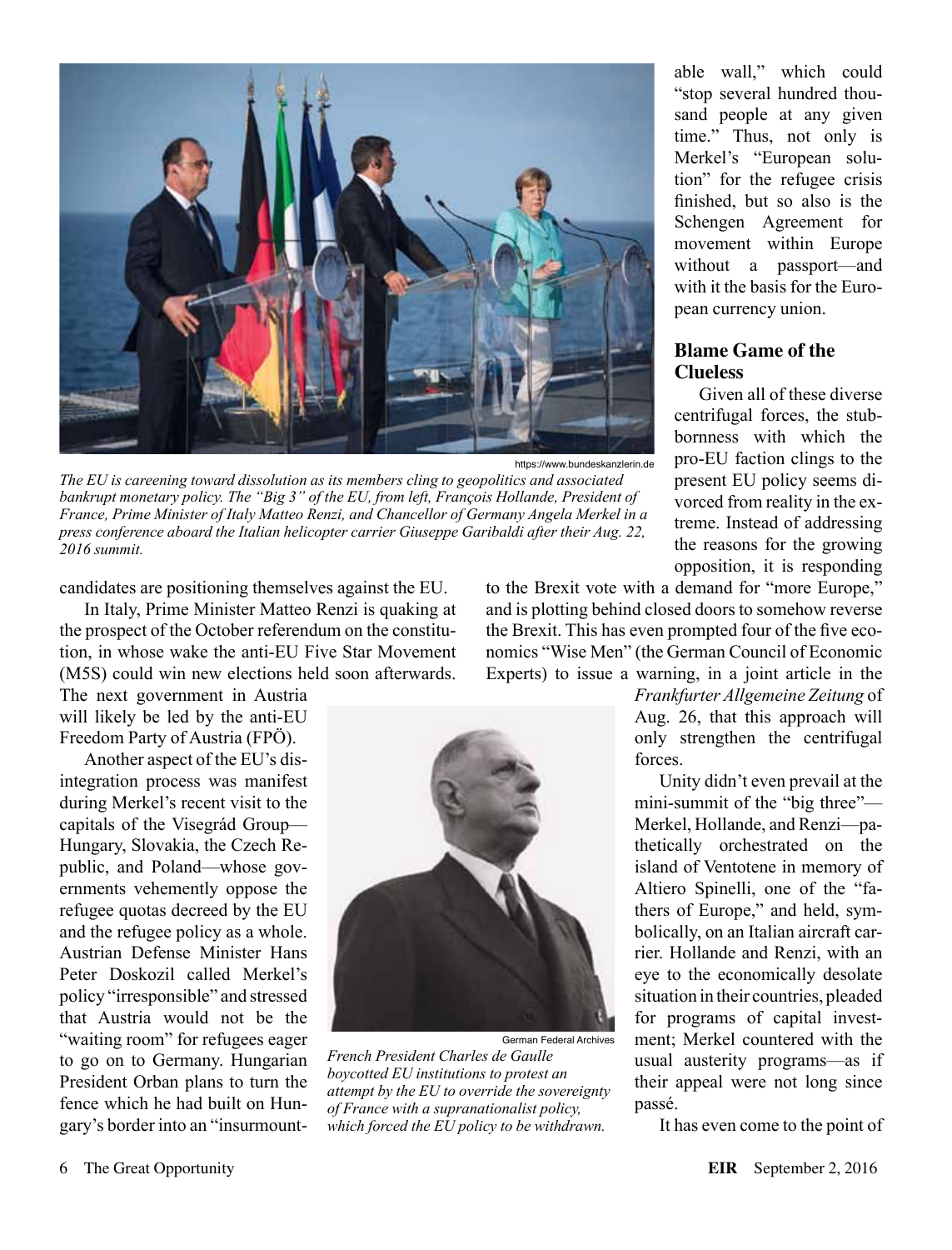https://www.bundeskanzlerin.de

*The EU is careening toward dissolution as its members cling to geopolitics and associated bankrupt monetary policy. The "Big 3" of the EU, from left, François Hollande, President of France, Prime Minister of Italy Matteo Renzi, and Chancellor of Germany Angela Merkel in a press conference aboard the Italian helicopter carrier Giuseppe Garibaldi after their Aug. 22, 2016 summit.*

candidates are positioning themselves against the EU.

In Italy, Prime Minister Matteo Renzi is quaking at the prospect of the October referendum on the constitution, in whose wake the anti-EU Five Star Movement (M5S) could win new elections held soon afterwards. The next government in Austria will likely be led by the anti-EU Freedom Party of Austria (FPÖ).

Another aspect of the EU's disintegration process was manifest during Merkel's recent visit to the capitals of the Visegrád Group—Hungary, Slovakia, the Czech Republic, and Poland—whose governments vehemently oppose the refugee quotas decreed by the EU and the refugee policy as a whole. Austrian Defense Minister Hans Peter Doskozil called Merkel's policy "irresponsible" and stressed that Austria would not be the "waiting room" for refugees eager to go on to Germany. Hungarian President Orban plans to turn the fence which he had built on Hungary's border into an "insurmountable wall," which could "stop several hundred thousand people at any given time." Thus, not only is Merkel's "European solution" for the refugee crisis finished, but so also is the Schengen Agreement for movement within Europe without a passport—and with it the basis for the European currency union.

German Federal Archives

*French President Charles de Gaulle boycotted EU institutions to protest an attempt by the EU to override the sovereignty of France with a supranationalist policy, which forced the EU policy to be withdrawn.*

## Blame Game of the Clueless

Given all of these diverse centrifugal forces, the stubbornness with which the pro-EU faction clings to the present EU policy seems divorced from reality in the extreme. Instead of addressing the reasons for the growing opposition, it is responding to the Brexit vote with a demand for "more Europe," and is plotting behind closed doors to somehow reverse the Brexit. This has even prompted four of the five economics "Wise Men" (the German Council of Economic Experts) to issue a warning, in a joint article in the *Frankfurter Allgemeine Zeitung* of Aug. 26, that this approach will only strengthen the centrifugal forces.

Unity didn't even prevail at the mini-summit of the "big three"—Merkel, Hollande, and Renzi—pathetically orchestrated on the island of Ventotene in memory of Altiero Spinelli, one of the "fathers of Europe," and held, symbolically, on an Italian aircraft carrier. Hollande and Renzi, with an eye to the economically desolate situation in their countries, pleaded for programs of capital investment; Merkel countered with the usual austerity programs—as if their appeal were not long since passé.

It has even come to the point of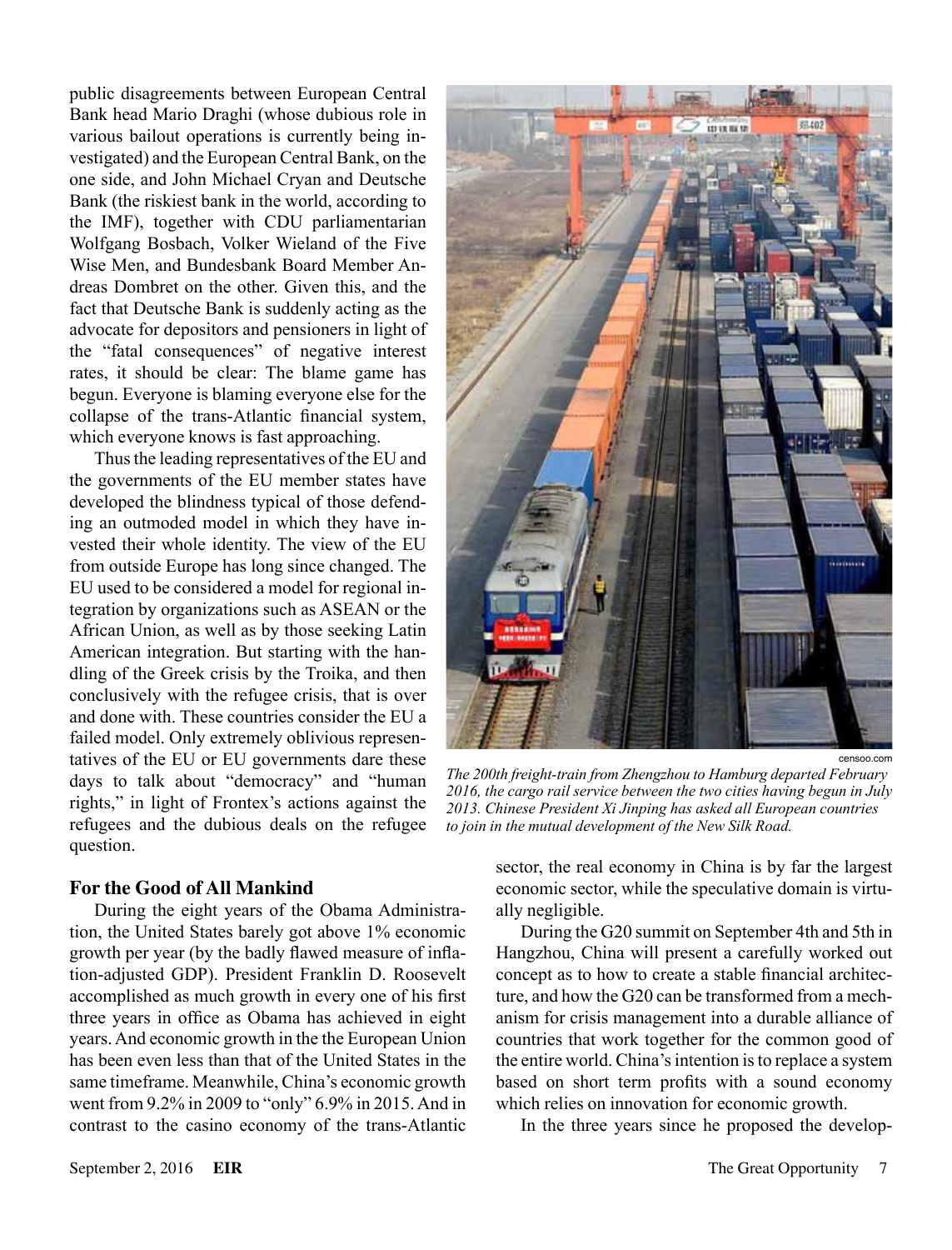public disagreements between European Central Bank head Mario Draghi (whose dubious role in various bailout operations is currently being investigated) and the European Central Bank, on the one side, and John Michael Cryan and Deutsche Bank (the riskiest bank in the world, according to the IMF), together with CDU parliamentarian Wolfgang Bosbach, Volker Wieland of the Five Wise Men, and Bundesbank Board Member Andreas Dombret on the other. Given this, and the fact that Deutsche Bank is suddenly acting as the advocate for depositors and pensioners in light of the "fatal consequences" of negative interest rates, it should be clear: The blame game has begun. Everyone is blaming everyone else for the collapse of the trans-Atlantic financial system, which everyone knows is fast approaching.

Thus the leading representatives of the EU and the governments of the EU member states have developed the blindness typical of those defending an outmoded model in which they have invested their whole identity. The view of the EU from outside Europe has long since changed. The EU used to be considered a model for regional integration by organizations such as ASEAN or the African Union, as well as by those seeking Latin American integration. But starting with the handling of the Greek crisis by the Troika, and then conclusively with the refugee crisis, that is over and done with. These countries consider the EU a failed model. Only extremely oblivious representatives of the EU or EU governments dare these days to talk about "democracy" and "human rights," in light of Frontex's actions against the refugees and the dubious deals on the refugee question.

censoo.com

*The 200th freight-train from Zhengzhou to Hamburg departed February 2016, the cargo rail service between the two cities having begun in July 2013. Chinese President Xi Jinping has asked all European countries to join in the mutual development of the New Silk Road.*

## For the Good of All Mankind

During the eight years of the Obama Administration, the United States barely got above 1% economic growth per year (by the badly flawed measure of inflation-adjusted GDP). President Franklin D. Roosevelt accomplished as much growth in every one of his first three years in office as Obama has achieved in eight years. And economic growth in the the European Union has been even less than that of the United States in the same timeframe. Meanwhile, China's economic growth went from 9.2% in 2009 to "only" 6.9% in 2015. And in contrast to the casino economy of the trans-Atlantic sector, the real economy in China is by far the largest economic sector, while the speculative domain is virtually negligible.

During the G20 summit on September 4th and 5th in Hangzhou, China will present a carefully worked out concept as to how to create a stable financial architecture, and how the G20 can be transformed from a mechanism for crisis management into a durable alliance of countries that work together for the common good of the entire world. China's intention is to replace a system based on short term profits with a sound economy which relies on innovation for economic growth.

In the three years since he proposed the develop-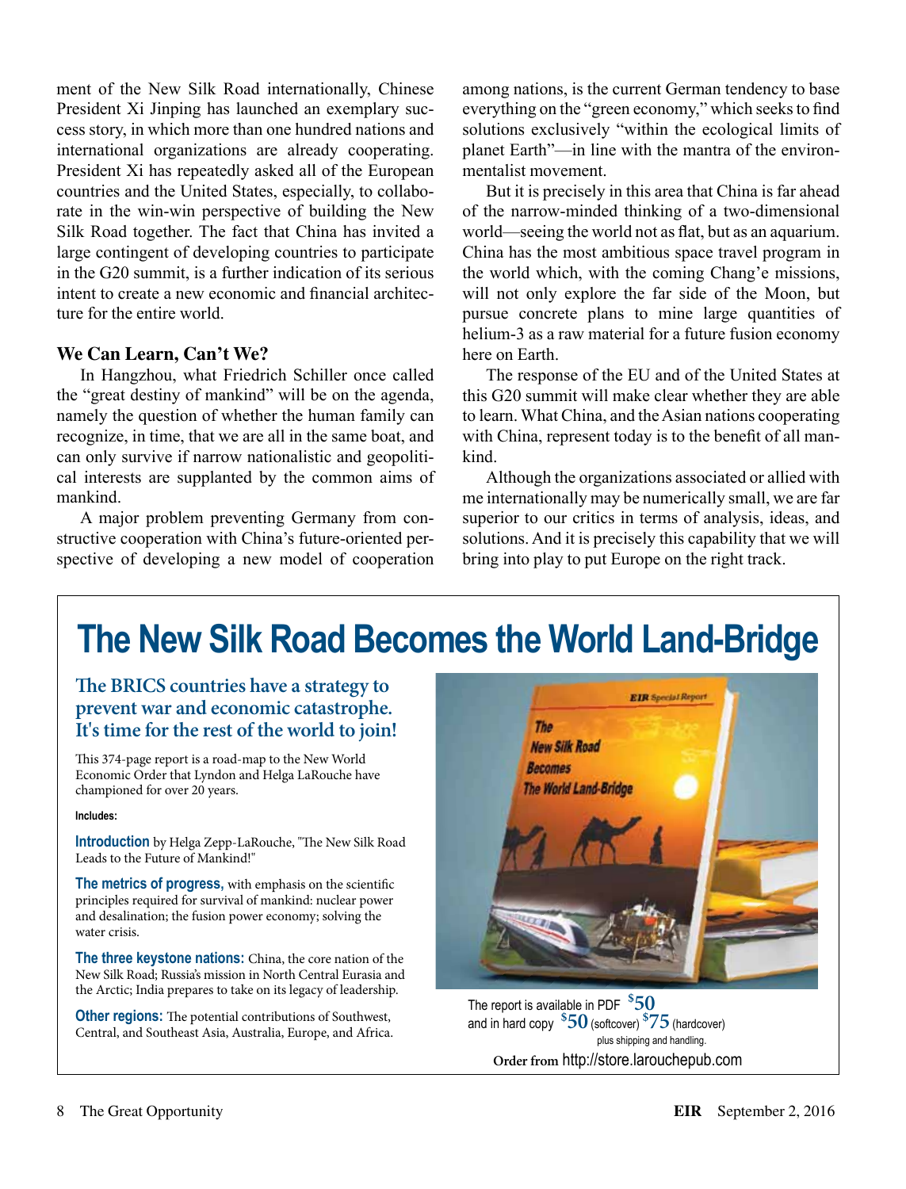ment of the New Silk Road internationally, Chinese President Xi Jinping has launched an exemplary success story, in which more than one hundred nations and international organizations are already cooperating. President Xi has repeatedly asked all of the European countries and the United States, especially, to collaborate in the win-win perspective of building the New Silk Road together. The fact that China has invited a large contingent of developing countries to participate in the G20 summit, is a further indication of its serious intent to create a new economic and financial architecture for the entire world.

### We Can Learn, Can't We?

In Hangzhou, what Friedrich Schiller once called the "great destiny of mankind" will be on the agenda, namely the question of whether the human family can recognize, in time, that we are all in the same boat, and can only survive if narrow nationalistic and geopolitical interests are supplanted by the common aims of mankind.

A major problem preventing Germany from constructive cooperation with China's future-oriented perspective of developing a new model of cooperation among nations, is the current German tendency to base everything on the "green economy," which seeks to find solutions exclusively "within the ecological limits of planet Earth"—in line with the mantra of the environmentalist movement.

But it is precisely in this area that China is far ahead of the narrow-minded thinking of a two-dimensional world—seeing the world not as flat, but as an aquarium. China has the most ambitious space travel program in the world which, with the coming Chang'e missions, will not only explore the far side of the Moon, but pursue concrete plans to mine large quantities of helium-3 as a raw material for a future fusion economy here on Earth.

The response of the EU and of the United States at this G20 summit will make clear whether they are able to learn. What China, and the Asian nations cooperating with China, represent today is to the benefit of all mankind.

Although the organizations associated or allied with me internationally may be numerically small, we are far superior to our critics in terms of analysis, ideas, and solutions. And it is precisely this capability that we will bring into play to put Europe on the right track.

---

# The New Silk Road Becomes the World Land-Bridge

**The BRICS countries have a strategy to prevent war and economic catastrophe. It's time for the rest of the world to join!**

This 374-page report is a road-map to the New World Economic Order that Lyndon and Helga LaRouche have championed for over 20 years.

**Includes:**

**Introduction** by Helga Zepp-LaRouche, "The New Silk Road Leads to the Future of Mankind!"

**The metrics of progress,** with emphasis on the scientific principles required for survival of mankind: nuclear power and desalination; the fusion power economy; solving the water crisis.

**The three keystone nations:** China, the core nation of the New Silk Road; Russia's mission in North Central Eurasia and the Arctic; India prepares to take on its legacy of leadership.

**Other regions:** The potential contributions of Southwest, Central, and Southeast Asia, Australia, Europe, and Africa.

The report is available in PDF $50
and in hard copy $50 (softcover) $75 (hardcover)
plus shipping and handling.

**Order from** http://store.larouchepub.com